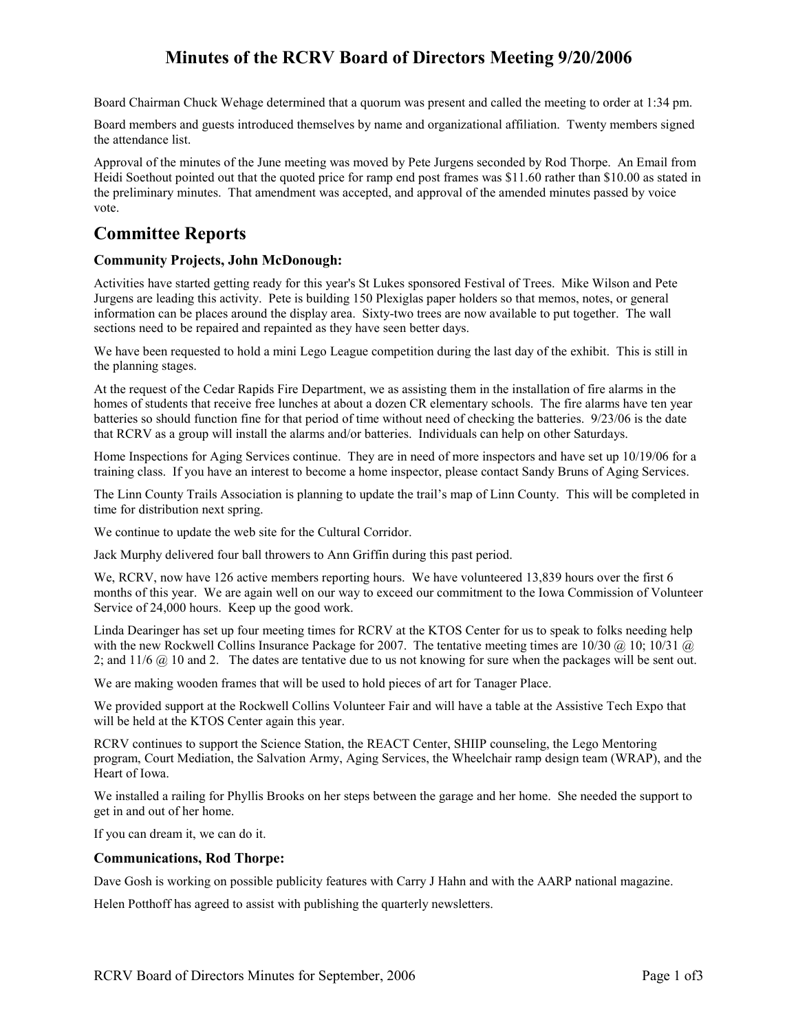# Minutes of the RCRV Board of Directors Meeting 9/20/2006

Board Chairman Chuck Wehage determined that a quorum was present and called the meeting to order at 1:34 pm.

Board members and guests introduced themselves by name and organizational affiliation. Twenty members signed the attendance list.

Approval of the minutes of the June meeting was moved by Pete Jurgens seconded by Rod Thorpe. An Email from Heidi Soethout pointed out that the quoted price for ramp end post frames was $11.60 rather than $10.00 as stated in the preliminary minutes. That amendment was accepted, and approval of the amended minutes passed by voice vote.

## Committee Reports

### Community Projects, John McDonough:

Activities have started getting ready for this year's St Lukes sponsored Festival of Trees. Mike Wilson and Pete Jurgens are leading this activity. Pete is building 150 Plexiglas paper holders so that memos, notes, or general information can be places around the display area. Sixty-two trees are now available to put together. The wall sections need to be repaired and repainted as they have seen better days.

We have been requested to hold a mini Lego League competition during the last day of the exhibit. This is still in the planning stages.

At the request of the Cedar Rapids Fire Department, we as assisting them in the installation of fire alarms in the homes of students that receive free lunches at about a dozen CR elementary schools. The fire alarms have ten year batteries so should function fine for that period of time without need of checking the batteries. 9/23/06 is the date that RCRV as a group will install the alarms and/or batteries. Individuals can help on other Saturdays.

Home Inspections for Aging Services continue. They are in need of more inspectors and have set up 10/19/06 for a training class. If you have an interest to become a home inspector, please contact Sandy Bruns of Aging Services.

The Linn County Trails Association is planning to update the trail's map of Linn County. This will be completed in time for distribution next spring.

We continue to update the web site for the Cultural Corridor.

Jack Murphy delivered four ball throwers to Ann Griffin during this past period.

We, RCRV, now have 126 active members reporting hours. We have volunteered 13,839 hours over the first 6 months of this year. We are again well on our way to exceed our commitment to the Iowa Commission of Volunteer Service of 24,000 hours. Keep up the good work.

Linda Dearinger has set up four meeting times for RCRV at the KTOS Center for us to speak to folks needing help with the new Rockwell Collins Insurance Package for 2007. The tentative meeting times are 10/30 @ 10; 10/31 @ 2; and 11/6 @ 10 and 2. The dates are tentative due to us not knowing for sure when the packages will be sent out.

We are making wooden frames that will be used to hold pieces of art for Tanager Place.

We provided support at the Rockwell Collins Volunteer Fair and will have a table at the Assistive Tech Expo that will be held at the KTOS Center again this year.

RCRV continues to support the Science Station, the REACT Center, SHIIP counseling, the Lego Mentoring program, Court Mediation, the Salvation Army, Aging Services, the Wheelchair ramp design team (WRAP), and the Heart of Iowa.

We installed a railing for Phyllis Brooks on her steps between the garage and her home. She needed the support to get in and out of her home.

If you can dream it, we can do it.

### Communications, Rod Thorpe:

Dave Gosh is working on possible publicity features with Carry J Hahn and with the AARP national magazine.

Helen Potthoff has agreed to assist with publishing the quarterly newsletters.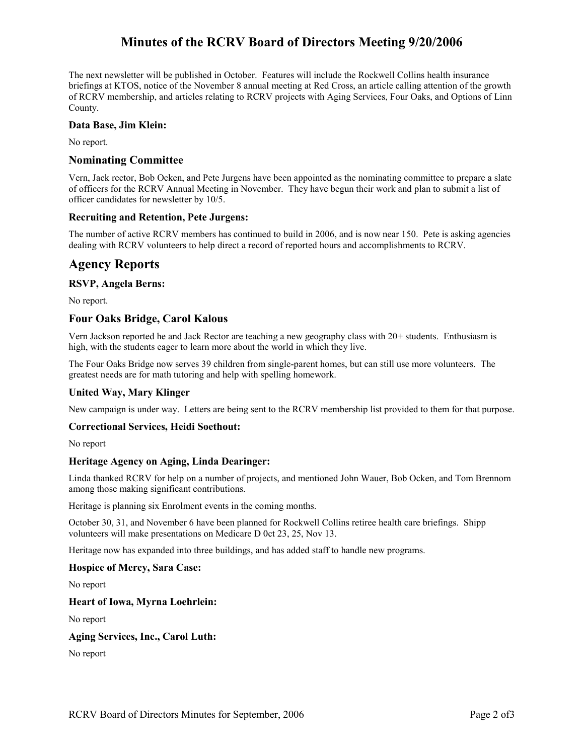The next newsletter will be published in October. Features will include the Rockwell Collins health insurance briefings at KTOS, notice of the November 8 annual meeting at Red Cross, an article calling attention of the growth of RCRV membership, and articles relating to RCRV projects with Aging Services, Four Oaks, and Options of Linn County.

### Data Base, Jim Klein:

No report.

### Nominating Committee

Vern, Jack rector, Bob Ocken, and Pete Jurgens have been appointed as the nominating committee to prepare a slate of officers for the RCRV Annual Meeting in November. They have begun their work and plan to submit a list of officer candidates for newsletter by 10/5.

### Recruiting and Retention, Pete Jurgens:

The number of active RCRV members has continued to build in 2006, and is now near 150. Pete is asking agencies dealing with RCRV volunteers to help direct a record of reported hours and accomplishments to RCRV.

## Agency Reports

### RSVP, Angela Berns:

No report.

### Four Oaks Bridge, Carol Kalous

Vern Jackson reported he and Jack Rector are teaching a new geography class with 20+ students. Enthusiasm is high, with the students eager to learn more about the world in which they live.

The Four Oaks Bridge now serves 39 children from single-parent homes, but can still use more volunteers. The greatest needs are for math tutoring and help with spelling homework.

### United Way, Mary Klinger

New campaign is under way. Letters are being sent to the RCRV membership list provided to them for that purpose.

### Correctional Services, Heidi Soethout:

No report

### Heritage Agency on Aging, Linda Dearinger:

Linda thanked RCRV for help on a number of projects, and mentioned John Wauer, Bob Ocken, and Tom Brennom among those making significant contributions.

Heritage is planning six Enrolment events in the coming months.

October 30, 31, and November 6 have been planned for Rockwell Collins retiree health care briefings. Shipp volunteers will make presentations on Medicare D 0ct 23, 25, Nov 13.

Heritage now has expanded into three buildings, and has added staff to handle new programs.

### Hospice of Mercy, Sara Case:

No report

### Heart of Iowa, Myrna Loehrlein:

No report

### Aging Services, Inc., Carol Luth:

No report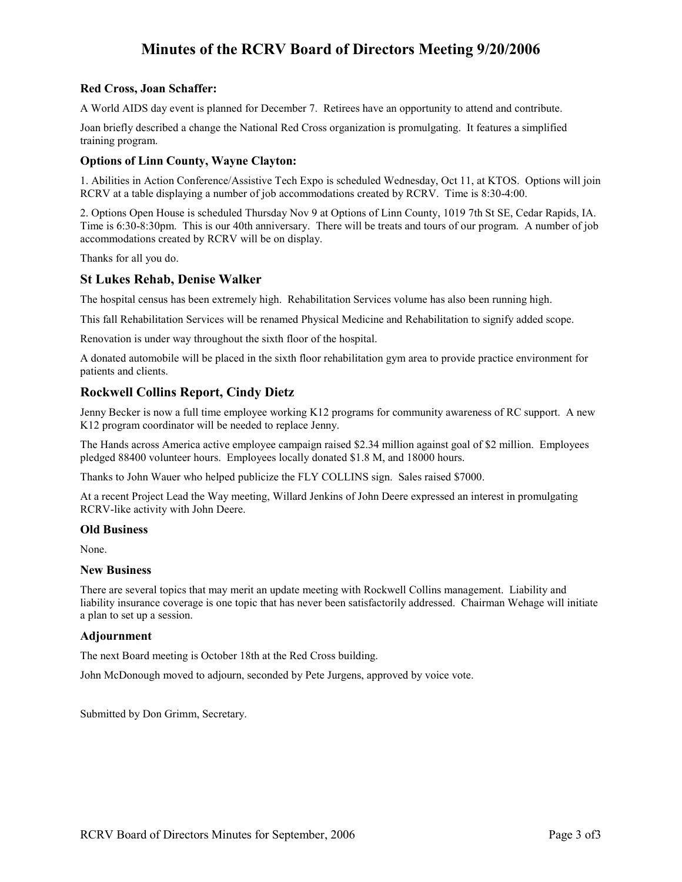# Minutes of the RCRV Board of Directors Meeting 9/20/2006

### Red Cross, Joan Schaffer:

A World AIDS day event is planned for December 7. Retirees have an opportunity to attend and contribute.

Joan briefly described a change the National Red Cross organization is promulgating. It features a simplified training program.

### Options of Linn County, Wayne Clayton:

1. Abilities in Action Conference/Assistive Tech Expo is scheduled Wednesday, Oct 11, at KTOS. Options will join RCRV at a table displaying a number of job accommodations created by RCRV. Time is 8:30-4:00.

2. Options Open House is scheduled Thursday Nov 9 at Options of Linn County, 1019 7th St SE, Cedar Rapids, IA. Time is 6:30-8:30pm. This is our 40th anniversary. There will be treats and tours of our program. A number of job accommodations created by RCRV will be on display.

Thanks for all you do.

## St Lukes Rehab, Denise Walker

The hospital census has been extremely high. Rehabilitation Services volume has also been running high.

This fall Rehabilitation Services will be renamed Physical Medicine and Rehabilitation to signify added scope.

Renovation is under way throughout the sixth floor of the hospital.

A donated automobile will be placed in the sixth floor rehabilitation gym area to provide practice environment for patients and clients.

## Rockwell Collins Report, Cindy Dietz

Jenny Becker is now a full time employee working K12 programs for community awareness of RC support. A new K12 program coordinator will be needed to replace Jenny.

The Hands across America active employee campaign raised $2.34 million against goal of $2 million. Employees pledged 88400 volunteer hours. Employees locally donated $1.8 M, and 18000 hours.

Thanks to John Wauer who helped publicize the FLY COLLINS sign. Sales raised $7000.

At a recent Project Lead the Way meeting, Willard Jenkins of John Deere expressed an interest in promulgating RCRV-like activity with John Deere.

### Old Business

None.

### New Business

There are several topics that may merit an update meeting with Rockwell Collins management. Liability and liability insurance coverage is one topic that has never been satisfactorily addressed. Chairman Wehage will initiate a plan to set up a session.

### Adjournment

The next Board meeting is October 18th at the Red Cross building.

John McDonough moved to adjourn, seconded by Pete Jurgens, approved by voice vote.

Submitted by Don Grimm, Secretary.